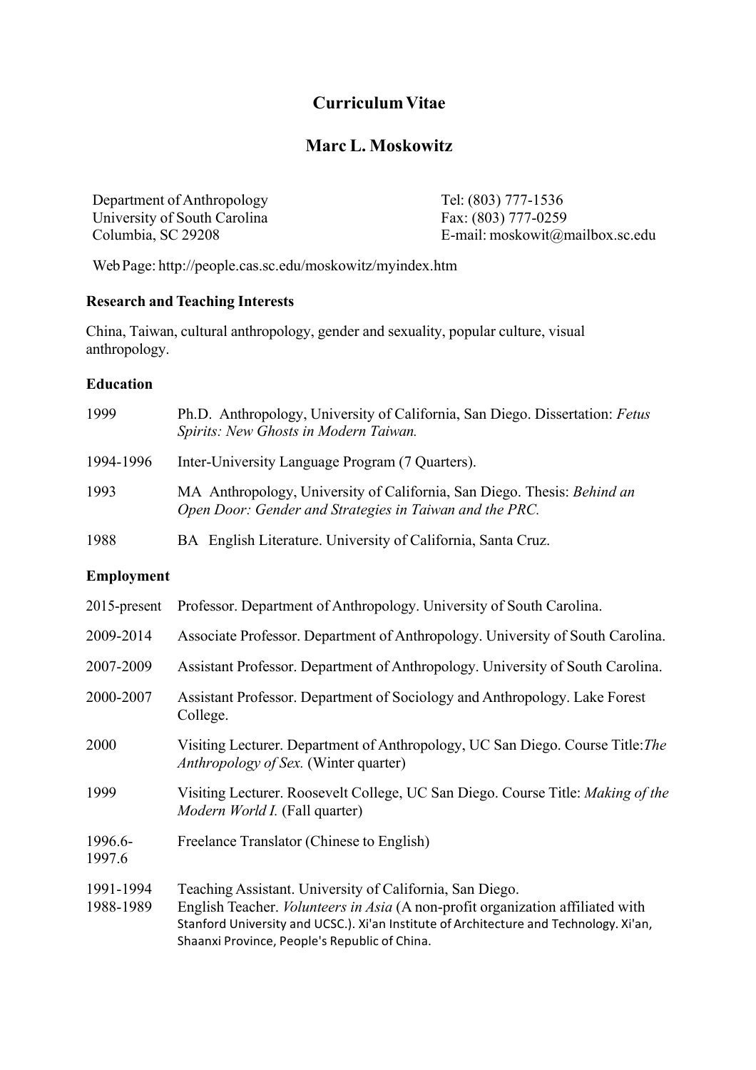# Curriculum Vitae

## Marc L. Moskowitz

Department of Anthropology
University of South Carolina
Columbia, SC 29208

Tel: (803) 777-1536
Fax: (803) 777-0259
E-mail: moskowit@mailbox.sc.edu

Web Page: http://people.cas.sc.edu/moskowitz/myindex.htm

### Research and Teaching Interests

China, Taiwan, cultural anthropology, gender and sexuality, popular culture, visual anthropology.

### Education

| | |
|---|---|
| 1999 | Ph.D. Anthropology, University of California, San Diego. Dissertation: *Fetus Spirits: New Ghosts in Modern Taiwan.* |
| 1994-1996 | Inter-University Language Program (7 Quarters). |
| 1993 | MA Anthropology, University of California, San Diego. Thesis: *Behind an Open Door: Gender and Strategies in Taiwan and the PRC.* |
| 1988 | BA English Literature. University of California, Santa Cruz. |

### Employment

| | |
|---|---|
| 2015-present | Professor. Department of Anthropology. University of South Carolina. |
| 2009-2014 | Associate Professor. Department of Anthropology. University of South Carolina. |
| 2007-2009 | Assistant Professor. Department of Anthropology. University of South Carolina. |
| 2000-2007 | Assistant Professor. Department of Sociology and Anthropology. Lake Forest College. |
| 2000 | Visiting Lecturer. Department of Anthropology, UC San Diego. Course Title: *The Anthropology of Sex.* (Winter quarter) |
| 1999 | Visiting Lecturer. Roosevelt College, UC San Diego. Course Title: *Making of the Modern World I.* (Fall quarter) |
| 1996.6-1997.6 | Freelance Translator (Chinese to English) |
| 1991-1994 | Teaching Assistant. University of California, San Diego. |
| 1988-1989 | English Teacher. *Volunteers in Asia* (A non-profit organization affiliated with Stanford University and UCSC.). Xi'an Institute of Architecture and Technology. Xi'an, Shaanxi Province, People's Republic of China. |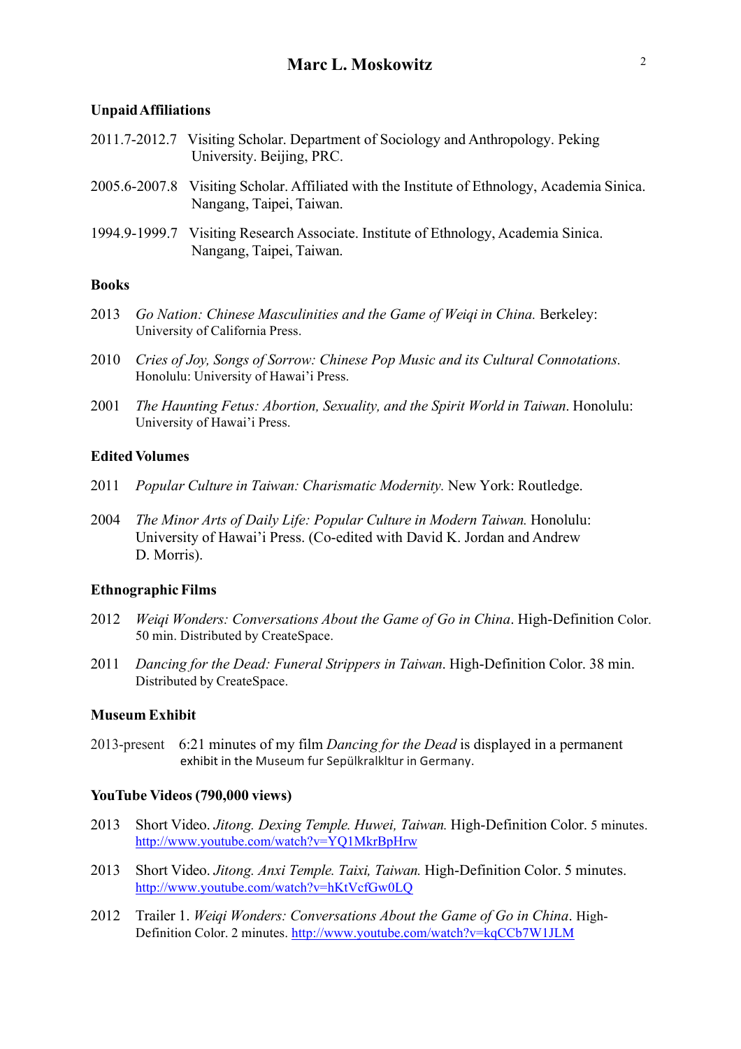## Unpaid Affiliations

2011.7-2012.7 Visiting Scholar. Department of Sociology and Anthropology. Peking University. Beijing, PRC.

2005.6-2007.8 Visiting Scholar. Affiliated with the Institute of Ethnology, Academia Sinica. Nangang, Taipei, Taiwan.

1994.9-1999.7 Visiting Research Associate. Institute of Ethnology, Academia Sinica. Nangang, Taipei, Taiwan.

## Books

2013 *Go Nation: Chinese Masculinities and the Game of Weiqi in China.* Berkeley: University of California Press.

2010 *Cries of Joy, Songs of Sorrow: Chinese Pop Music and its Cultural Connotations.* Honolulu: University of Hawai'i Press.

2001 *The Haunting Fetus: Abortion, Sexuality, and the Spirit World in Taiwan*. Honolulu: University of Hawai'i Press.

## Edited Volumes

2011 *Popular Culture in Taiwan: Charismatic Modernity.* New York: Routledge.

2004 *The Minor Arts of Daily Life: Popular Culture in Modern Taiwan.* Honolulu: University of Hawai'i Press. (Co-edited with David K. Jordan and Andrew D. Morris).

## Ethnographic Films

2012 *Weiqi Wonders: Conversations About the Game of Go in China*. High-Definition Color. 50 min. Distributed by CreateSpace.

2011 *Dancing for the Dead: Funeral Strippers in Taiwan*. High-Definition Color. 38 min. Distributed by CreateSpace.

## Museum Exhibit

2013-present 6:21 minutes of my film *Dancing for the Dead* is displayed in a permanent exhibit in the Museum fur Sepülkralkltur in Germany.

## YouTube Videos (790,000 views)

2013 Short Video. *Jitong. Dexing Temple. Huwei, Taiwan.* High-Definition Color. 5 minutes. http://www.youtube.com/watch?v=YQ1MkrBpHrw

2013 Short Video. *Jitong. Anxi Temple. Taixi, Taiwan.* High-Definition Color. 5 minutes. http://www.youtube.com/watch?v=hKtVcfGw0LQ

2012 Trailer 1. *Weiqi Wonders: Conversations About the Game of Go in China*. High-Definition Color. 2 minutes. http://www.youtube.com/watch?v=kqCCb7W1JLM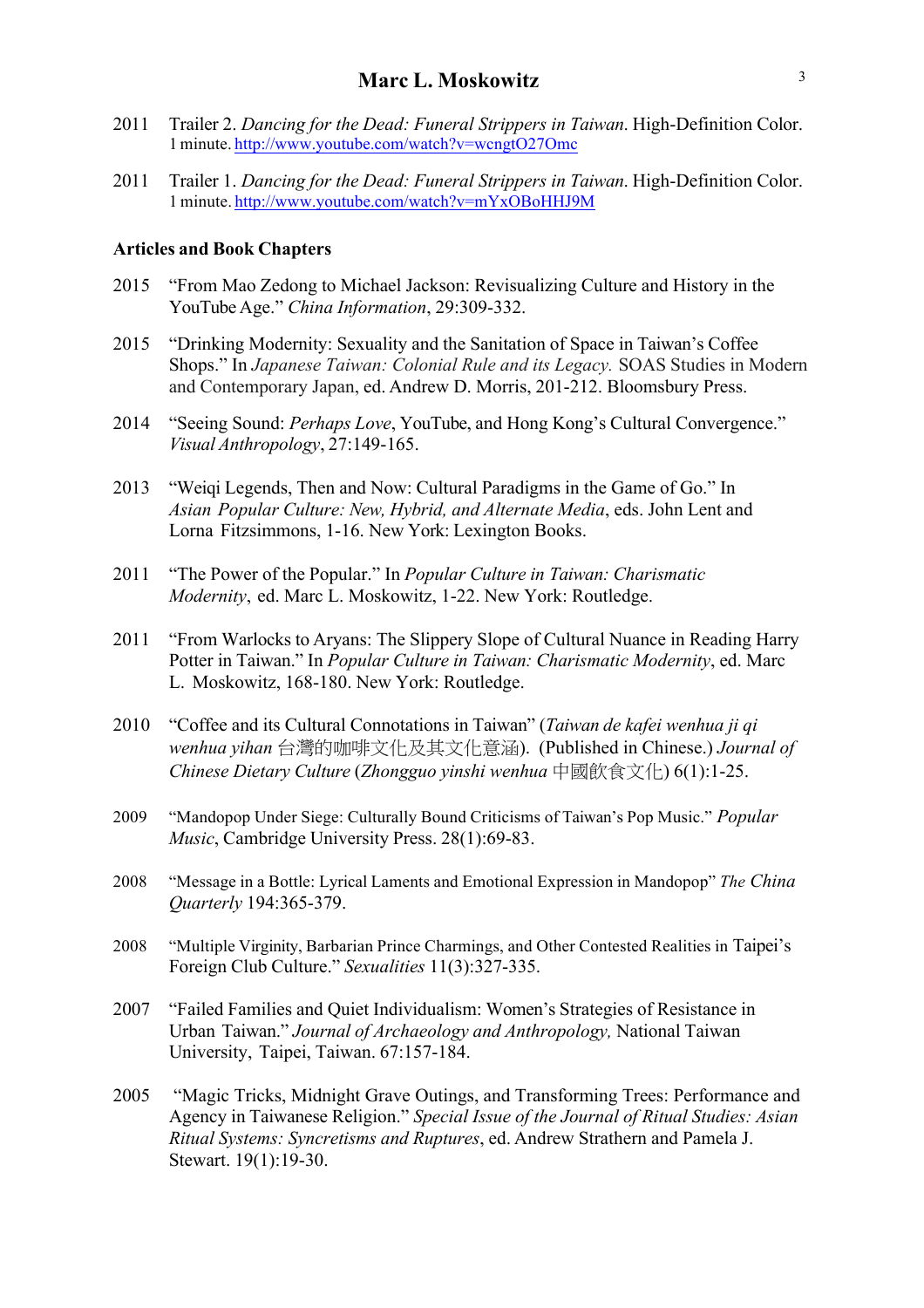2011 Trailer 2. *Dancing for the Dead: Funeral Strippers in Taiwan*. High-Definition Color. 1 minute. http://www.youtube.com/watch?v=wcngtO27Omc

2011 Trailer 1. *Dancing for the Dead: Funeral Strippers in Taiwan*. High-Definition Color. 1 minute. http://www.youtube.com/watch?v=mYxOBoHHJ9M

**Articles and Book Chapters**

2015 "From Mao Zedong to Michael Jackson: Revisualizing Culture and History in the YouTube Age." *China Information*, 29:309-332.

2015 "Drinking Modernity: Sexuality and the Sanitation of Space in Taiwan's Coffee Shops." In *Japanese Taiwan: Colonial Rule and its Legacy.* SOAS Studies in Modern and Contemporary Japan, ed. Andrew D. Morris, 201-212. Bloomsbury Press.

2014 "Seeing Sound: *Perhaps Love*, YouTube, and Hong Kong's Cultural Convergence." *Visual Anthropology*, 27:149-165.

2013 "Weiqi Legends, Then and Now: Cultural Paradigms in the Game of Go." In *Asian Popular Culture: New, Hybrid, and Alternate Media*, eds. John Lent and Lorna Fitzsimmons, 1-16. New York: Lexington Books.

2011 "The Power of the Popular." In *Popular Culture in Taiwan: Charismatic Modernity*, ed. Marc L. Moskowitz, 1-22. New York: Routledge.

2011 "From Warlocks to Aryans: The Slippery Slope of Cultural Nuance in Reading Harry Potter in Taiwan." In *Popular Culture in Taiwan: Charismatic Modernity*, ed. Marc L. Moskowitz, 168-180. New York: Routledge.

2010 "Coffee and its Cultural Connotations in Taiwan" (*Taiwan de kafei wenhua ji qi wenhua yihan* 台灣的咖啡文化及其文化意涵). (Published in Chinese.) *Journal of Chinese Dietary Culture* (*Zhongguo yinshi wenhua* 中國飲食文化) 6(1):1-25.

2009 "Mandopop Under Siege: Culturally Bound Criticisms of Taiwan's Pop Music." *Popular Music*, Cambridge University Press. 28(1):69-83.

2008 "Message in a Bottle: Lyrical Laments and Emotional Expression in Mandopop" *The China Quarterly* 194:365-379.

2008 "Multiple Virginity, Barbarian Prince Charmings, and Other Contested Realities in Taipei's Foreign Club Culture." *Sexualities* 11(3):327-335.

2007 "Failed Families and Quiet Individualism: Women's Strategies of Resistance in Urban Taiwan." *Journal of Archaeology and Anthropology,* National Taiwan University, Taipei, Taiwan. 67:157-184.

2005 "Magic Tricks, Midnight Grave Outings, and Transforming Trees: Performance and Agency in Taiwanese Religion." *Special Issue of the Journal of Ritual Studies: Asian Ritual Systems: Syncretisms and Ruptures*, ed. Andrew Strathern and Pamela J. Stewart. 19(1):19-30.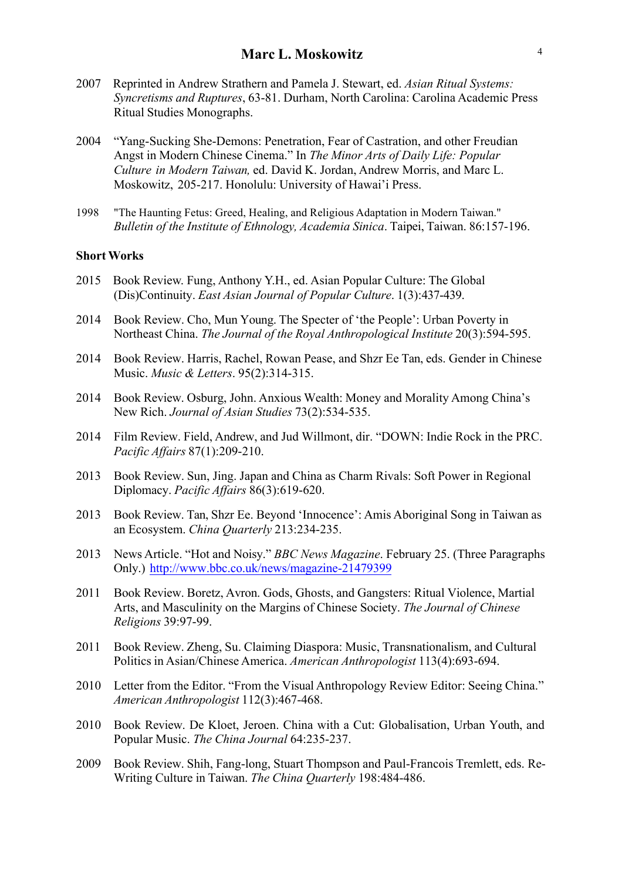2007 Reprinted in Andrew Strathern and Pamela J. Stewart, ed. *Asian Ritual Systems: Syncretisms and Ruptures*, 63-81. Durham, North Carolina: Carolina Academic Press Ritual Studies Monographs.

2004 "Yang-Sucking She-Demons: Penetration, Fear of Castration, and other Freudian Angst in Modern Chinese Cinema." In *The Minor Arts of Daily Life: Popular Culture in Modern Taiwan,* ed. David K. Jordan, Andrew Morris, and Marc L. Moskowitz, 205-217. Honolulu: University of Hawai'i Press.

1998 "The Haunting Fetus: Greed, Healing, and Religious Adaptation in Modern Taiwan." *Bulletin of the Institute of Ethnology, Academia Sinica*. Taipei, Taiwan. 86:157-196.

**Short Works**

2015 Book Review. Fung, Anthony Y.H., ed. Asian Popular Culture: The Global (Dis)Continuity. *East Asian Journal of Popular Culture*. 1(3):437-439.

2014 Book Review. Cho, Mun Young. The Specter of 'the People': Urban Poverty in Northeast China. *The Journal of the Royal Anthropological Institute* 20(3):594-595.

2014 Book Review. Harris, Rachel, Rowan Pease, and Shzr Ee Tan, eds. Gender in Chinese Music. *Music & Letters*. 95(2):314-315.

2014 Book Review. Osburg, John. Anxious Wealth: Money and Morality Among China's New Rich. *Journal of Asian Studies* 73(2):534-535.

2014 Film Review. Field, Andrew, and Jud Willmont, dir. "DOWN: Indie Rock in the PRC. *Pacific Affairs* 87(1):209-210.

2013 Book Review. Sun, Jing. Japan and China as Charm Rivals: Soft Power in Regional Diplomacy. *Pacific Affairs* 86(3):619-620.

2013 Book Review. Tan, Shzr Ee. Beyond 'Innocence': Amis Aboriginal Song in Taiwan as an Ecosystem. *China Quarterly* 213:234-235.

2013 News Article. "Hot and Noisy." *BBC News Magazine*. February 25. (Three Paragraphs Only.) http://www.bbc.co.uk/news/magazine-21479399

2011 Book Review. Boretz, Avron. Gods, Ghosts, and Gangsters: Ritual Violence, Martial Arts, and Masculinity on the Margins of Chinese Society. *The Journal of Chinese Religions* 39:97-99.

2011 Book Review. Zheng, Su. Claiming Diaspora: Music, Transnationalism, and Cultural Politics in Asian/Chinese America. *American Anthropologist* 113(4):693-694.

2010 Letter from the Editor. "From the Visual Anthropology Review Editor: Seeing China." *American Anthropologist* 112(3):467-468.

2010 Book Review. De Kloet, Jeroen. China with a Cut: Globalisation, Urban Youth, and Popular Music. *The China Journal* 64:235-237.

2009 Book Review. Shih, Fang-long, Stuart Thompson and Paul-Francois Tremlett, eds. Re-Writing Culture in Taiwan. *The China Quarterly* 198:484-486.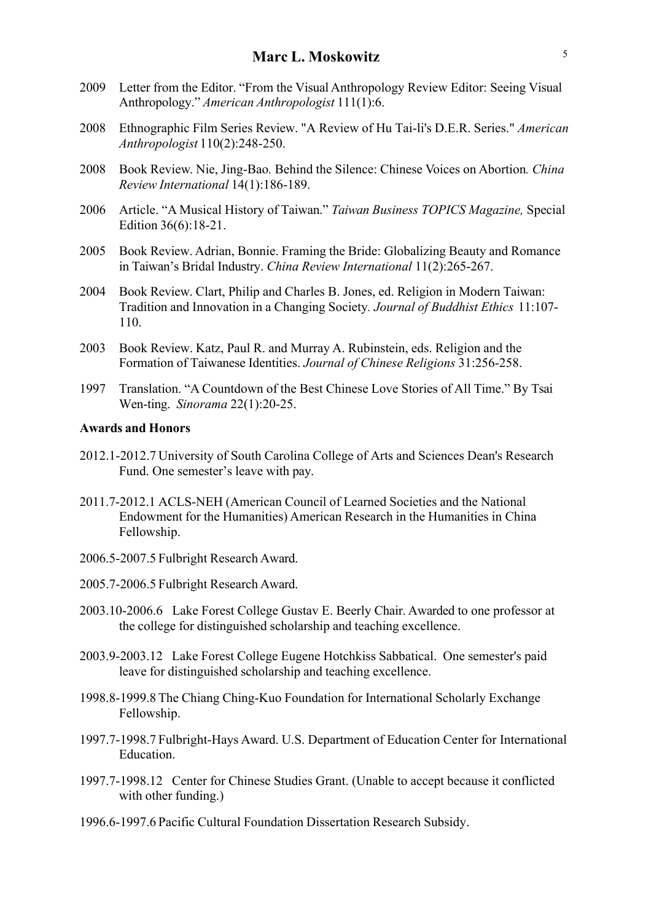2009 Letter from the Editor. "From the Visual Anthropology Review Editor: Seeing Visual Anthropology." *American Anthropologist* 111(1):6.

2008 Ethnographic Film Series Review. "A Review of Hu Tai-li's D.E.R. Series." *American Anthropologist* 110(2):248-250.

2008 Book Review. Nie, Jing-Bao*.* Behind the Silence: Chinese Voices on Abortion*. China Review International* 14(1):186-189.

2006 Article. "A Musical History of Taiwan." *Taiwan Business TOPICS Magazine,* Special Edition 36(6):18-21.

2005 Book Review. Adrian, Bonnie. Framing the Bride: Globalizing Beauty and Romance in Taiwan's Bridal Industry. *China Review International* 11(2):265-267.

2004 Book Review. Clart, Philip and Charles B. Jones, ed. Religion in Modern Taiwan: Tradition and Innovation in a Changing Society. *Journal of Buddhist Ethics* 11:107-110.

2003 Book Review. Katz, Paul R. and Murray A. Rubinstein, eds. Religion and the Formation of Taiwanese Identities. *Journal of Chinese Religions* 31:256-258.

1997 Translation. "A Countdown of the Best Chinese Love Stories of All Time." By Tsai Wen-ting. *Sinorama* 22(1):20-25.

**Awards and Honors**

2012.1-2012.7 University of South Carolina College of Arts and Sciences Dean's Research Fund. One semester's leave with pay.

2011.7-2012.1 ACLS-NEH (American Council of Learned Societies and the National Endowment for the Humanities) American Research in the Humanities in China Fellowship.

2006.5-2007.5 Fulbright Research Award.

2005.7-2006.5 Fulbright Research Award.

2003.10-2006.6 Lake Forest College Gustav E. Beerly Chair. Awarded to one professor at the college for distinguished scholarship and teaching excellence.

2003.9-2003.12 Lake Forest College Eugene Hotchkiss Sabbatical. One semester's paid leave for distinguished scholarship and teaching excellence.

1998.8-1999.8 The Chiang Ching-Kuo Foundation for International Scholarly Exchange Fellowship.

1997.7-1998.7 Fulbright-Hays Award. U.S. Department of Education Center for International Education.

1997.7-1998.12 Center for Chinese Studies Grant. (Unable to accept because it conflicted with other funding.)

1996.6-1997.6 Pacific Cultural Foundation Dissertation Research Subsidy.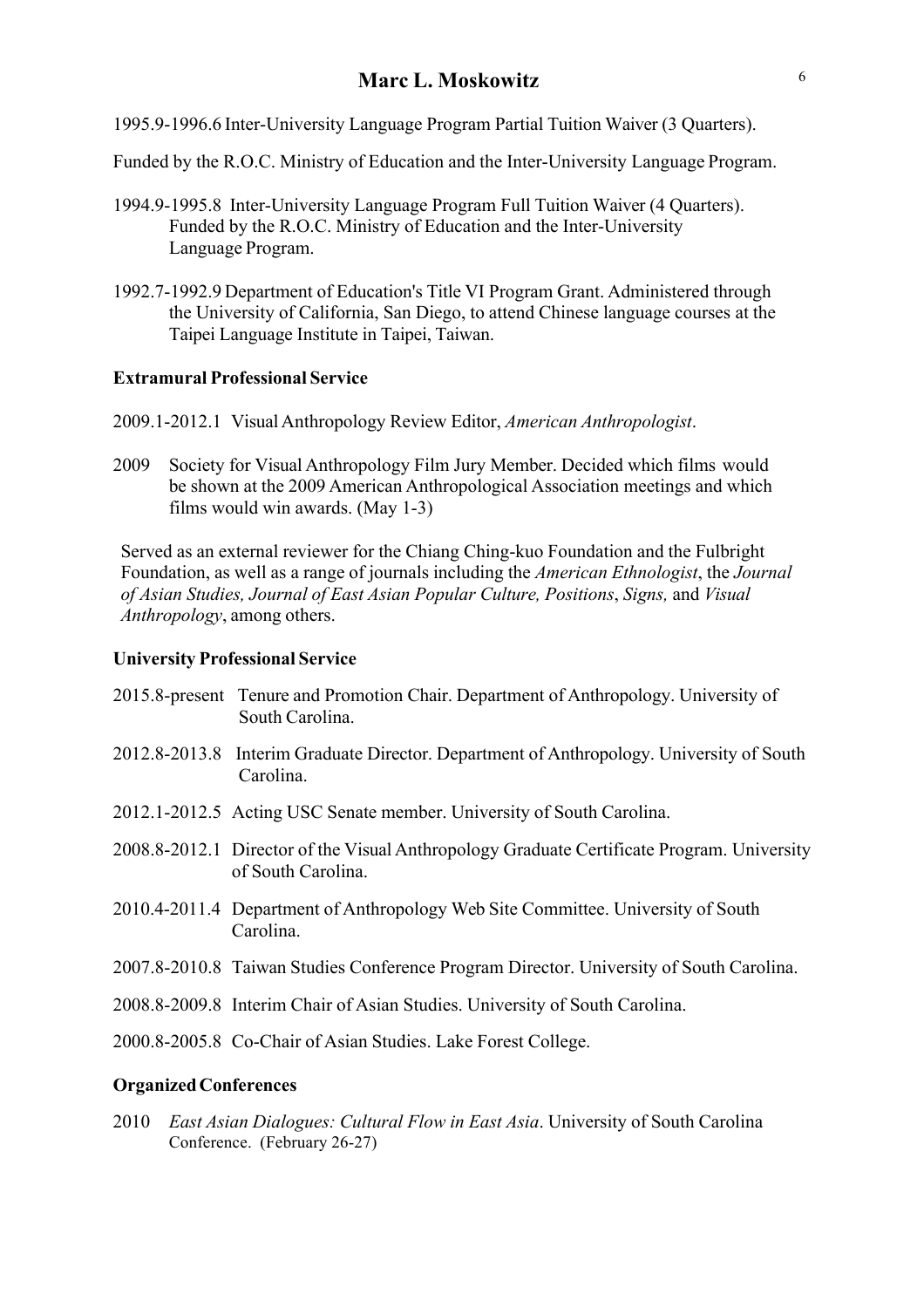1995.9-1996.6 Inter-University Language Program Partial Tuition Waiver (3 Quarters).

Funded by the R.O.C. Ministry of Education and the Inter-University Language Program.

1994.9-1995.8 Inter-University Language Program Full Tuition Waiver (4 Quarters). Funded by the R.O.C. Ministry of Education and the Inter-University Language Program.

1992.7-1992.9 Department of Education's Title VI Program Grant. Administered through the University of California, San Diego, to attend Chinese language courses at the Taipei Language Institute in Taipei, Taiwan.

**Extramural Professional Service**

2009.1-2012.1 Visual Anthropology Review Editor, *American Anthropologist*.

2009 Society for Visual Anthropology Film Jury Member. Decided which films would be shown at the 2009 American Anthropological Association meetings and which films would win awards. (May 1-3)

Served as an external reviewer for the Chiang Ching-kuo Foundation and the Fulbright Foundation, as well as a range of journals including the *American Ethnologist*, the *Journal of Asian Studies, Journal of East Asian Popular Culture, Positions*, *Signs,* and *Visual Anthropology*, among others.

**University Professional Service**

2015.8-present Tenure and Promotion Chair. Department of Anthropology. University of South Carolina.

2012.8-2013.8 Interim Graduate Director. Department of Anthropology. University of South Carolina.

2012.1-2012.5 Acting USC Senate member. University of South Carolina.

2008.8-2012.1 Director of the Visual Anthropology Graduate Certificate Program. University of South Carolina.

2010.4-2011.4 Department of Anthropology Web Site Committee. University of South Carolina.

2007.8-2010.8 Taiwan Studies Conference Program Director. University of South Carolina.

2008.8-2009.8 Interim Chair of Asian Studies. University of South Carolina.

2000.8-2005.8 Co-Chair of Asian Studies. Lake Forest College.

**Organized Conferences**

2010 *East Asian Dialogues: Cultural Flow in East Asia*. University of South Carolina Conference. (February 26-27)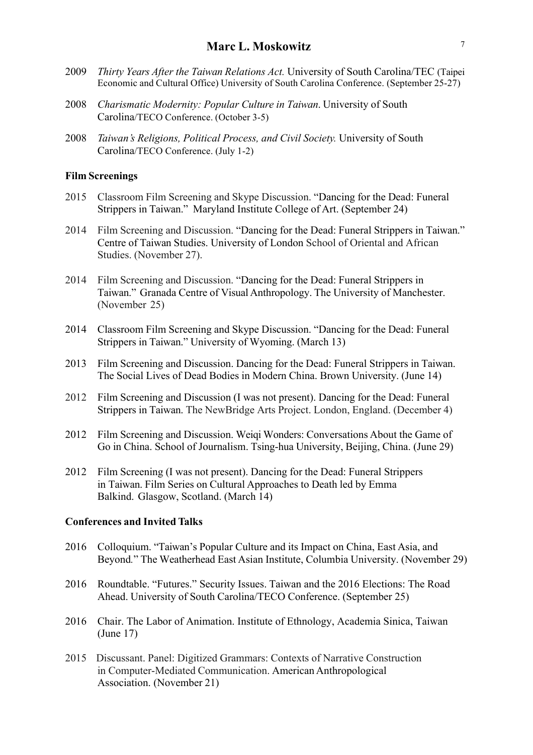2009 *Thirty Years After the Taiwan Relations Act.* University of South Carolina/TEC (Taipei Economic and Cultural Office) University of South Carolina Conference. (September 25-27)

2008 *Charismatic Modernity: Popular Culture in Taiwan*. University of South Carolina/TECO Conference. (October 3-5)

2008 *Taiwan's Religions, Political Process, and Civil Society.* University of South Carolina/TECO Conference. (July 1-2)

**Film Screenings**

2015 Classroom Film Screening and Skype Discussion. "Dancing for the Dead: Funeral Strippers in Taiwan." Maryland Institute College of Art. (September 24)

2014 Film Screening and Discussion. "Dancing for the Dead: Funeral Strippers in Taiwan." Centre of Taiwan Studies. University of London School of Oriental and African Studies. (November 27).

2014 Film Screening and Discussion. "Dancing for the Dead: Funeral Strippers in Taiwan." Granada Centre of Visual Anthropology. The University of Manchester. (November 25)

2014 Classroom Film Screening and Skype Discussion. "Dancing for the Dead: Funeral Strippers in Taiwan." University of Wyoming. (March 13)

2013 Film Screening and Discussion. Dancing for the Dead: Funeral Strippers in Taiwan. The Social Lives of Dead Bodies in Modern China. Brown University. (June 14)

2012 Film Screening and Discussion (I was not present). Dancing for the Dead: Funeral Strippers in Taiwan. The NewBridge Arts Project. London, England. (December 4)

2012 Film Screening and Discussion. Weiqi Wonders: Conversations About the Game of Go in China. School of Journalism. Tsing-hua University, Beijing, China. (June 29)

2012 Film Screening (I was not present). Dancing for the Dead: Funeral Strippers in Taiwan. Film Series on Cultural Approaches to Death led by Emma Balkind. Glasgow, Scotland. (March 14)

**Conferences and Invited Talks**

2016 Colloquium. "Taiwan's Popular Culture and its Impact on China, East Asia, and Beyond." The Weatherhead East Asian Institute, Columbia University. (November 29)

2016 Roundtable. "Futures." Security Issues. Taiwan and the 2016 Elections: The Road Ahead. University of South Carolina/TECO Conference. (September 25)

2016 Chair. The Labor of Animation. Institute of Ethnology, Academia Sinica, Taiwan (June 17)

2015 Discussant. Panel: Digitized Grammars: Contexts of Narrative Construction in Computer-Mediated Communication. American Anthropological Association. (November 21)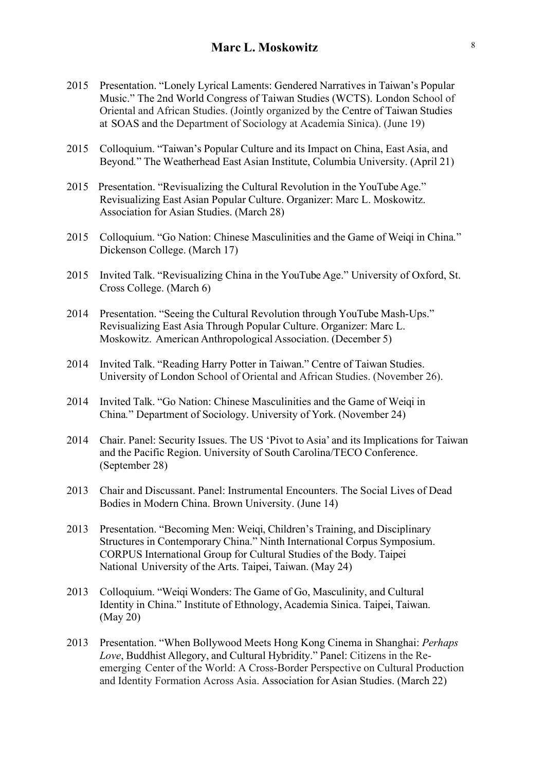2015 Presentation. "Lonely Lyrical Laments: Gendered Narratives in Taiwan's Popular Music." The 2nd World Congress of Taiwan Studies (WCTS). London School of Oriental and African Studies. (Jointly organized by the Centre of Taiwan Studies at SOAS and the Department of Sociology at Academia Sinica). (June 19)

2015 Colloquium. "Taiwan's Popular Culture and its Impact on China, East Asia, and Beyond." The Weatherhead East Asian Institute, Columbia University. (April 21)

2015 Presentation. "Revisualizing the Cultural Revolution in the YouTube Age." Revisualizing East Asian Popular Culture. Organizer: Marc L. Moskowitz. Association for Asian Studies. (March 28)

2015 Colloquium. "Go Nation: Chinese Masculinities and the Game of Weiqi in China." Dickenson College. (March 17)

2015 Invited Talk. "Revisualizing China in the YouTube Age." University of Oxford, St. Cross College. (March 6)

2014 Presentation. "Seeing the Cultural Revolution through YouTube Mash-Ups." Revisualizing East Asia Through Popular Culture. Organizer: Marc L. Moskowitz. American Anthropological Association. (December 5)

2014 Invited Talk. "Reading Harry Potter in Taiwan." Centre of Taiwan Studies. University of London School of Oriental and African Studies. (November 26).

2014 Invited Talk. "Go Nation: Chinese Masculinities and the Game of Weiqi in China." Department of Sociology. University of York. (November 24)

2014 Chair. Panel: Security Issues. The US 'Pivot to Asia' and its Implications for Taiwan and the Pacific Region. University of South Carolina/TECO Conference. (September 28)

2013 Chair and Discussant. Panel: Instrumental Encounters. The Social Lives of Dead Bodies in Modern China. Brown University. (June 14)

2013 Presentation. "Becoming Men: Weiqi, Children's Training, and Disciplinary Structures in Contemporary China." Ninth International Corpus Symposium. CORPUS International Group for Cultural Studies of the Body. Taipei National University of the Arts. Taipei, Taiwan. (May 24)

2013 Colloquium. "Weiqi Wonders: The Game of Go, Masculinity, and Cultural Identity in China." Institute of Ethnology, Academia Sinica. Taipei, Taiwan. (May 20)

2013 Presentation. "When Bollywood Meets Hong Kong Cinema in Shanghai: *Perhaps Love*, Buddhist Allegory, and Cultural Hybridity." Panel: Citizens in the Re-emerging Center of the World: A Cross-Border Perspective on Cultural Production and Identity Formation Across Asia. Association for Asian Studies. (March 22)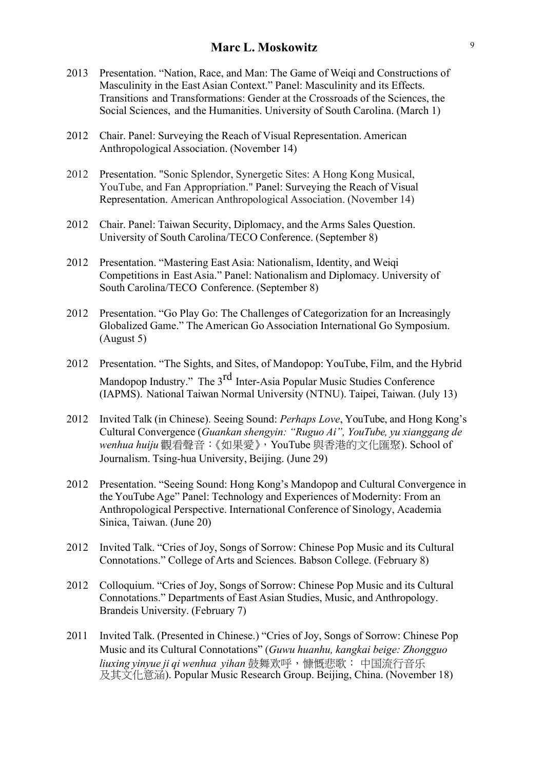2013 Presentation. "Nation, Race, and Man: The Game of Weiqi and Constructions of Masculinity in the East Asian Context." Panel: Masculinity and its Effects. Transitions and Transformations: Gender at the Crossroads of the Sciences, the Social Sciences, and the Humanities. University of South Carolina. (March 1)

2012 Chair. Panel: Surveying the Reach of Visual Representation. American Anthropological Association. (November 14)

2012 Presentation. "Sonic Splendor, Synergetic Sites: A Hong Kong Musical, YouTube, and Fan Appropriation." Panel: Surveying the Reach of Visual Representation. American Anthropological Association. (November 14)

2012 Chair. Panel: Taiwan Security, Diplomacy, and the Arms Sales Question. University of South Carolina/TECO Conference. (September 8)

2012 Presentation. "Mastering East Asia: Nationalism, Identity, and Weiqi Competitions in East Asia." Panel: Nationalism and Diplomacy. University of South Carolina/TECO Conference. (September 8)

2012 Presentation. "Go Play Go: The Challenges of Categorization for an Increasingly Globalized Game." The American Go Association International Go Symposium. (August 5)

2012 Presentation. "The Sights, and Sites, of Mandopop: YouTube, Film, and the Hybrid Mandopop Industry." The 3rd Inter-Asia Popular Music Studies Conference (IAPMS). National Taiwan Normal University (NTNU). Taipei, Taiwan. (July 13)

2012 Invited Talk (in Chinese). Seeing Sound: *Perhaps Love*, YouTube, and Hong Kong's Cultural Convergence (*Guankan shengyin: "Ruguo Ai", YouTube, yu xianggang de wenhua huiju* 觀看聲音：《如果愛》，YouTube 與香港的文化匯聚). School of Journalism. Tsing-hua University, Beijing. (June 29)

2012 Presentation. "Seeing Sound: Hong Kong's Mandopop and Cultural Convergence in the YouTube Age" Panel: Technology and Experiences of Modernity: From an Anthropological Perspective. International Conference of Sinology, Academia Sinica, Taiwan. (June 20)

2012 Invited Talk. "Cries of Joy, Songs of Sorrow: Chinese Pop Music and its Cultural Connotations." College of Arts and Sciences. Babson College. (February 8)

2012 Colloquium. "Cries of Joy, Songs of Sorrow: Chinese Pop Music and its Cultural Connotations." Departments of East Asian Studies, Music, and Anthropology. Brandeis University. (February 7)

2011 Invited Talk. (Presented in Chinese.) "Cries of Joy, Songs of Sorrow: Chinese Pop Music and its Cultural Connotations" (*Guwu huanhu, kangkai beige: Zhongguo liuxing yinyue ji qi wenhua yihan* 鼓舞欢呼，慷慨悲歌： 中国流行音乐及其文化意涵). Popular Music Research Group. Beijing, China. (November 18)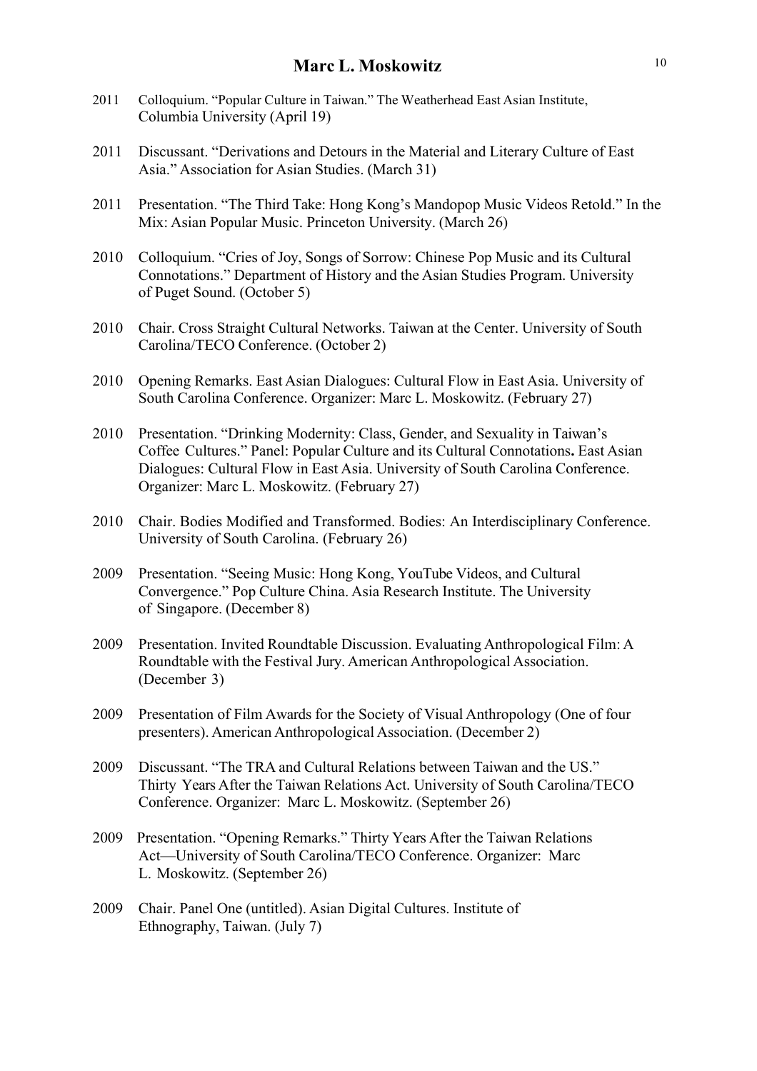2011 Colloquium. “Popular Culture in Taiwan.” The Weatherhead East Asian Institute, Columbia University (April 19)

2011 Discussant. “Derivations and Detours in the Material and Literary Culture of East Asia.” Association for Asian Studies. (March 31)

2011 Presentation. “The Third Take: Hong Kong’s Mandopop Music Videos Retold.” In the Mix: Asian Popular Music. Princeton University. (March 26)

2010 Colloquium. “Cries of Joy, Songs of Sorrow: Chinese Pop Music and its Cultural Connotations.” Department of History and the Asian Studies Program. University of Puget Sound. (October 5)

2010 Chair. Cross Straight Cultural Networks. Taiwan at the Center. University of South Carolina/TECO Conference. (October 2)

2010 Opening Remarks. East Asian Dialogues: Cultural Flow in East Asia. University of South Carolina Conference. Organizer: Marc L. Moskowitz. (February 27)

2010 Presentation. “Drinking Modernity: Class, Gender, and Sexuality in Taiwan’s Coffee Cultures.” Panel: Popular Culture and its Cultural Connotations**.** East Asian Dialogues: Cultural Flow in East Asia. University of South Carolina Conference. Organizer: Marc L. Moskowitz. (February 27)

2010 Chair. Bodies Modified and Transformed. Bodies: An Interdisciplinary Conference. University of South Carolina. (February 26)

2009 Presentation. “Seeing Music: Hong Kong, YouTube Videos, and Cultural Convergence.” Pop Culture China. Asia Research Institute. The University of Singapore. (December 8)

2009 Presentation. Invited Roundtable Discussion. Evaluating Anthropological Film: A Roundtable with the Festival Jury. American Anthropological Association. (December 3)

2009 Presentation of Film Awards for the Society of Visual Anthropology (One of four presenters). American Anthropological Association. (December 2)

2009 Discussant. “The TRA and Cultural Relations between Taiwan and the US.” Thirty Years After the Taiwan Relations Act. University of South Carolina/TECO Conference. Organizer: Marc L. Moskowitz. (September 26)

2009 Presentation. “Opening Remarks.” Thirty Years After the Taiwan Relations Act—University of South Carolina/TECO Conference. Organizer: Marc L. Moskowitz. (September 26)

2009 Chair. Panel One (untitled). Asian Digital Cultures. Institute of Ethnography, Taiwan. (July 7)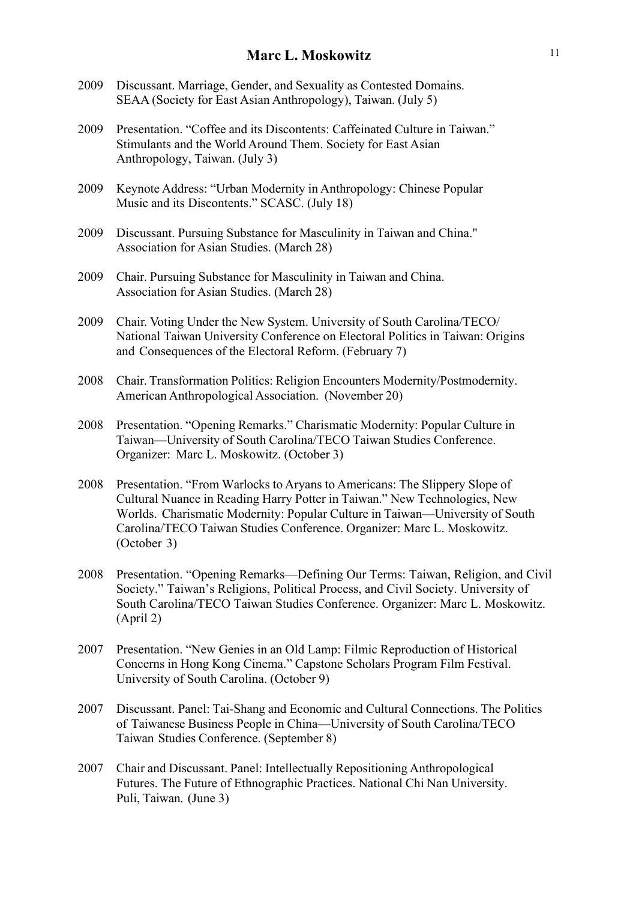2009 Discussant. Marriage, Gender, and Sexuality as Contested Domains. SEAA (Society for East Asian Anthropology), Taiwan. (July 5)

2009 Presentation. "Coffee and its Discontents: Caffeinated Culture in Taiwan." Stimulants and the World Around Them. Society for East Asian Anthropology, Taiwan. (July 3)

2009 Keynote Address: "Urban Modernity in Anthropology: Chinese Popular Music and its Discontents." SCASC. (July 18)

2009 Discussant. Pursuing Substance for Masculinity in Taiwan and China." Association for Asian Studies. (March 28)

2009 Chair. Pursuing Substance for Masculinity in Taiwan and China. Association for Asian Studies. (March 28)

2009 Chair. Voting Under the New System. University of South Carolina/TECO/ National Taiwan University Conference on Electoral Politics in Taiwan: Origins and Consequences of the Electoral Reform. (February 7)

2008 Chair. Transformation Politics: Religion Encounters Modernity/Postmodernity. American Anthropological Association. (November 20)

2008 Presentation. "Opening Remarks." Charismatic Modernity: Popular Culture in Taiwan—University of South Carolina/TECO Taiwan Studies Conference. Organizer: Marc L. Moskowitz. (October 3)

2008 Presentation. "From Warlocks to Aryans to Americans: The Slippery Slope of Cultural Nuance in Reading Harry Potter in Taiwan." New Technologies, New Worlds. Charismatic Modernity: Popular Culture in Taiwan—University of South Carolina/TECO Taiwan Studies Conference. Organizer: Marc L. Moskowitz. (October 3)

2008 Presentation. "Opening Remarks—Defining Our Terms: Taiwan, Religion, and Civil Society." Taiwan's Religions, Political Process, and Civil Society. University of South Carolina/TECO Taiwan Studies Conference. Organizer: Marc L. Moskowitz. (April 2)

2007 Presentation. "New Genies in an Old Lamp: Filmic Reproduction of Historical Concerns in Hong Kong Cinema." Capstone Scholars Program Film Festival. University of South Carolina. (October 9)

2007 Discussant. Panel: Tai-Shang and Economic and Cultural Connections. The Politics of Taiwanese Business People in China—University of South Carolina/TECO Taiwan Studies Conference. (September 8)

2007 Chair and Discussant. Panel: Intellectually Repositioning Anthropological Futures. The Future of Ethnographic Practices. National Chi Nan University. Puli, Taiwan. (June 3)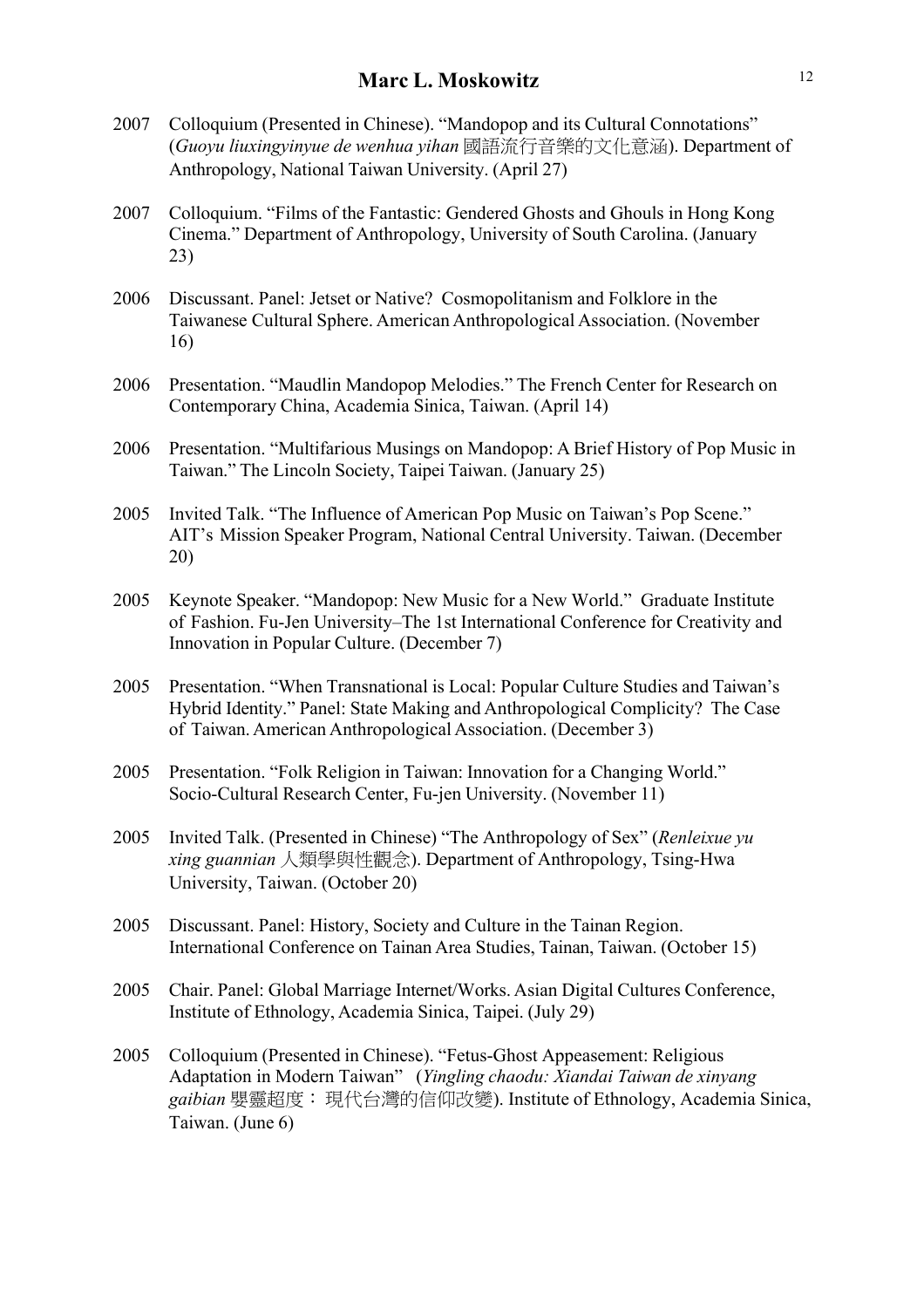2007 Colloquium (Presented in Chinese). "Mandopop and its Cultural Connotations" (*Guoyu liuxingyinyue de wenhua yihan* 國語流行音樂的文化意涵). Department of Anthropology, National Taiwan University. (April 27)

2007 Colloquium. "Films of the Fantastic: Gendered Ghosts and Ghouls in Hong Kong Cinema." Department of Anthropology, University of South Carolina. (January 23)

2006 Discussant. Panel: Jetset or Native? Cosmopolitanism and Folklore in the Taiwanese Cultural Sphere. American Anthropological Association. (November 16)

2006 Presentation. "Maudlin Mandopop Melodies." The French Center for Research on Contemporary China, Academia Sinica, Taiwan. (April 14)

2006 Presentation. "Multifarious Musings on Mandopop: A Brief History of Pop Music in Taiwan." The Lincoln Society, Taipei Taiwan. (January 25)

2005 Invited Talk. "The Influence of American Pop Music on Taiwan's Pop Scene." AIT's Mission Speaker Program, National Central University. Taiwan. (December 20)

2005 Keynote Speaker. "Mandopop: New Music for a New World." Graduate Institute of Fashion. Fu-Jen University–The 1st International Conference for Creativity and Innovation in Popular Culture. (December 7)

2005 Presentation. "When Transnational is Local: Popular Culture Studies and Taiwan's Hybrid Identity." Panel: State Making and Anthropological Complicity? The Case of Taiwan. American Anthropological Association. (December 3)

2005 Presentation. "Folk Religion in Taiwan: Innovation for a Changing World." Socio-Cultural Research Center, Fu-jen University. (November 11)

2005 Invited Talk. (Presented in Chinese) "The Anthropology of Sex" (*Renleixue yu xing guannian* 人類學與性觀念). Department of Anthropology, Tsing-Hwa University, Taiwan. (October 20)

2005 Discussant. Panel: History, Society and Culture in the Tainan Region. International Conference on Tainan Area Studies, Tainan, Taiwan. (October 15)

2005 Chair. Panel: Global Marriage Internet/Works. Asian Digital Cultures Conference, Institute of Ethnology, Academia Sinica, Taipei. (July 29)

2005 Colloquium (Presented in Chinese). "Fetus-Ghost Appeasement: Religious Adaptation in Modern Taiwan" (*Yingling chaodu: Xiandai Taiwan de xinyang gaibian* 嬰靈超度： 現代台灣的信仰改變). Institute of Ethnology, Academia Sinica, Taiwan. (June 6)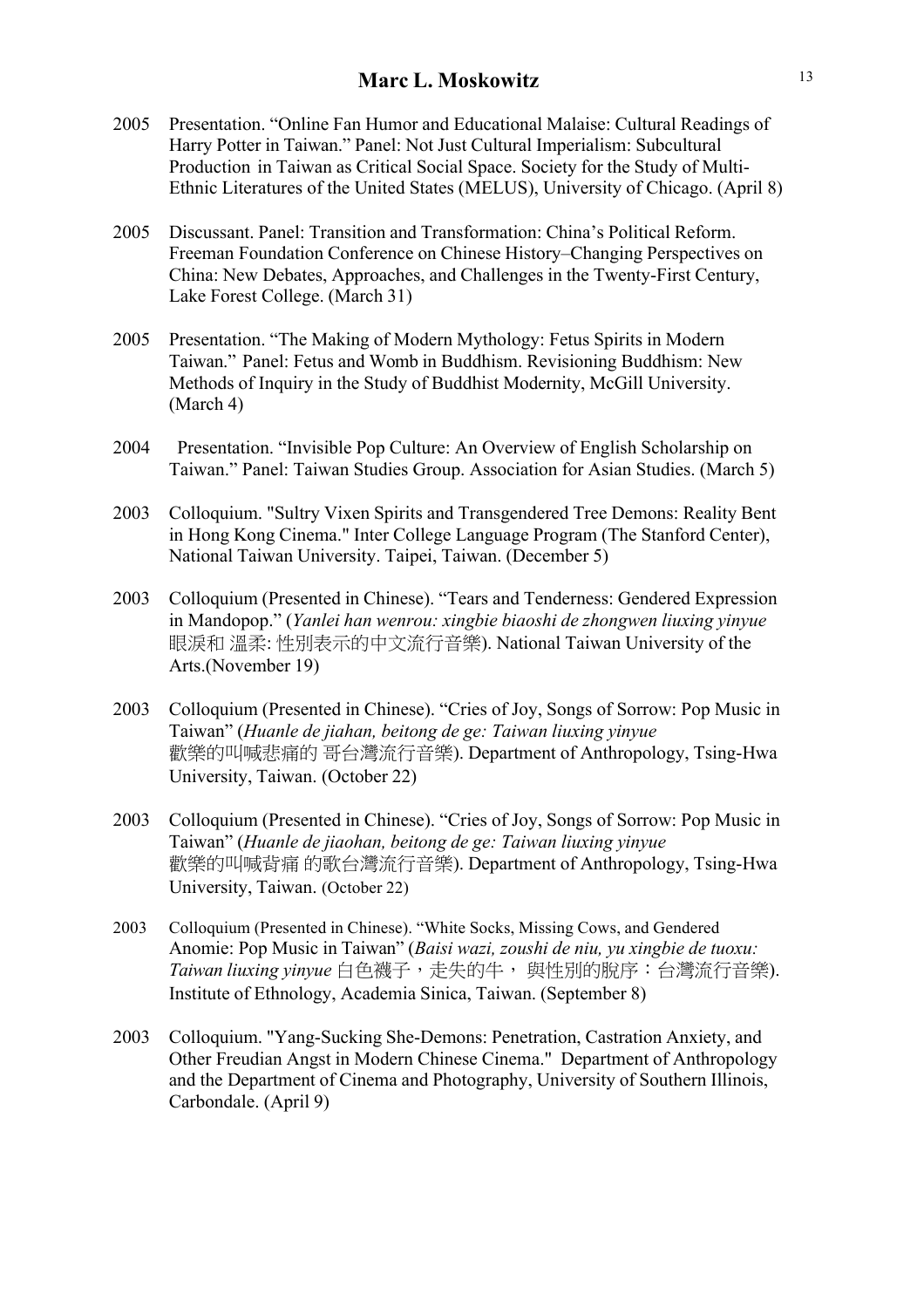2005 Presentation. “Online Fan Humor and Educational Malaise: Cultural Readings of Harry Potter in Taiwan.” Panel: Not Just Cultural Imperialism: Subcultural Production in Taiwan as Critical Social Space. Society for the Study of Multi-Ethnic Literatures of the United States (MELUS), University of Chicago. (April 8)

2005 Discussant. Panel: Transition and Transformation: China’s Political Reform. Freeman Foundation Conference on Chinese History–Changing Perspectives on China: New Debates, Approaches, and Challenges in the Twenty-First Century, Lake Forest College. (March 31)

2005 Presentation. “The Making of Modern Mythology: Fetus Spirits in Modern Taiwan.” Panel: Fetus and Womb in Buddhism. Revisioning Buddhism: New Methods of Inquiry in the Study of Buddhist Modernity, McGill University. (March 4)

2004 Presentation. “Invisible Pop Culture: An Overview of English Scholarship on Taiwan.” Panel: Taiwan Studies Group. Association for Asian Studies. (March 5)

2003 Colloquium. "Sultry Vixen Spirits and Transgendered Tree Demons: Reality Bent in Hong Kong Cinema." Inter College Language Program (The Stanford Center), National Taiwan University. Taipei, Taiwan. (December 5)

2003 Colloquium (Presented in Chinese). “Tears and Tenderness: Gendered Expression in Mandopop.” (*Yanlei han wenrou: xingbie biaoshi de zhongwen liuxing yinyue* 眼淚和 溫柔: 性別表示的中文流行音樂). National Taiwan University of the Arts.(November 19)

2003 Colloquium (Presented in Chinese). “Cries of Joy, Songs of Sorrow: Pop Music in Taiwan” (*Huanle de jiahan, beitong de ge: Taiwan liuxing yinyue* 歡樂的叫喊悲痛的 哥台灣流行音樂). Department of Anthropology, Tsing-Hwa University, Taiwan. (October 22)

2003 Colloquium (Presented in Chinese). “Cries of Joy, Songs of Sorrow: Pop Music in Taiwan” (*Huanle de jiaohan, beitong de ge: Taiwan liuxing yinyue* 歡樂的叫喊背痛 的歌台灣流行音樂). Department of Anthropology, Tsing-Hwa University, Taiwan. (October 22)

2003 Colloquium (Presented in Chinese). “White Socks, Missing Cows, and Gendered Anomie: Pop Music in Taiwan” (*Baisi wazi, zoushi de niu, yu xingbie de tuoxu: Taiwan liuxing yinyue* 白色襪子，走失的牛， 與性別的脫序：台灣流行音樂). Institute of Ethnology, Academia Sinica, Taiwan. (September 8)

2003 Colloquium. "Yang-Sucking She-Demons: Penetration, Castration Anxiety, and Other Freudian Angst in Modern Chinese Cinema." Department of Anthropology and the Department of Cinema and Photography, University of Southern Illinois, Carbondale. (April 9)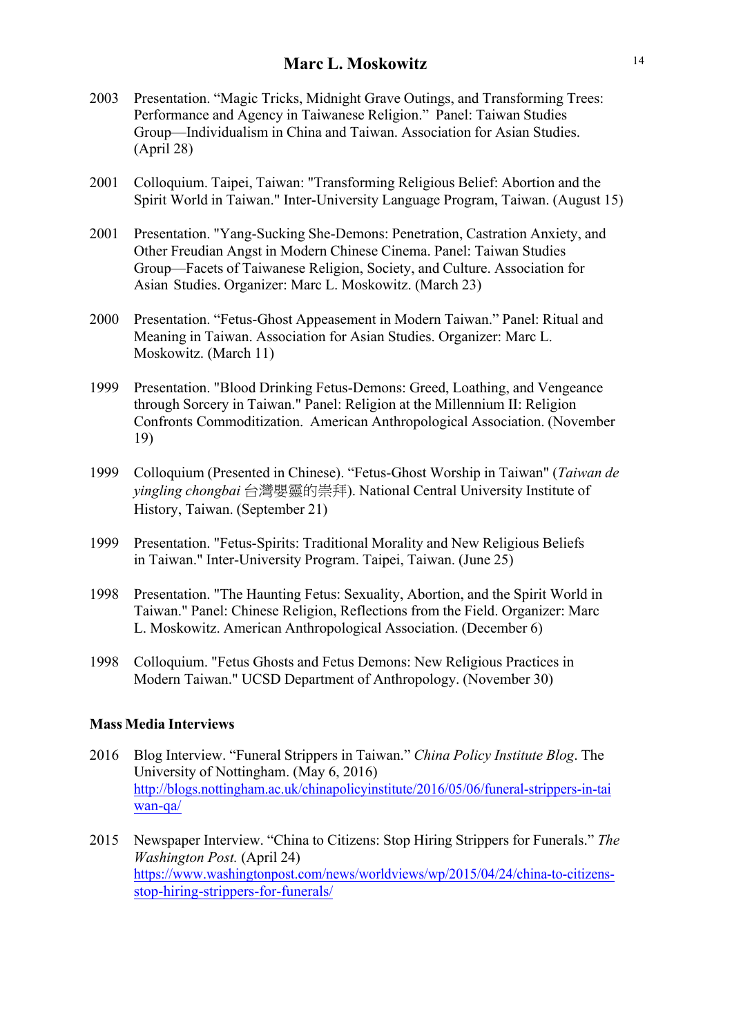2003 Presentation. “Magic Tricks, Midnight Grave Outings, and Transforming Trees: Performance and Agency in Taiwanese Religion.” Panel: Taiwan Studies Group—Individualism in China and Taiwan. Association for Asian Studies. (April 28)

2001 Colloquium. Taipei, Taiwan: "Transforming Religious Belief: Abortion and the Spirit World in Taiwan." Inter-University Language Program, Taiwan. (August 15)

2001 Presentation. "Yang-Sucking She-Demons: Penetration, Castration Anxiety, and Other Freudian Angst in Modern Chinese Cinema. Panel: Taiwan Studies Group—Facets of Taiwanese Religion, Society, and Culture. Association for Asian Studies. Organizer: Marc L. Moskowitz. (March 23)

2000 Presentation. “Fetus-Ghost Appeasement in Modern Taiwan.” Panel: Ritual and Meaning in Taiwan. Association for Asian Studies. Organizer: Marc L. Moskowitz. (March 11)

1999 Presentation. "Blood Drinking Fetus-Demons: Greed, Loathing, and Vengeance through Sorcery in Taiwan." Panel: Religion at the Millennium II: Religion Confronts Commoditization. American Anthropological Association. (November 19)

1999 Colloquium (Presented in Chinese). “Fetus-Ghost Worship in Taiwan" (*Taiwan de yingling chongbai* 台灣嬰靈的崇拜). National Central University Institute of History, Taiwan. (September 21)

1999 Presentation. "Fetus-Spirits: Traditional Morality and New Religious Beliefs in Taiwan." Inter-University Program. Taipei, Taiwan. (June 25)

1998 Presentation. "The Haunting Fetus: Sexuality, Abortion, and the Spirit World in Taiwan." Panel: Chinese Religion, Reflections from the Field. Organizer: Marc L. Moskowitz. American Anthropological Association. (December 6)

1998 Colloquium. "Fetus Ghosts and Fetus Demons: New Religious Practices in Modern Taiwan." UCSD Department of Anthropology. (November 30)

**Mass Media Interviews**

2016 Blog Interview. “Funeral Strippers in Taiwan.” *China Policy Institute Blog*. The University of Nottingham. (May 6, 2016) http://blogs.nottingham.ac.uk/chinapolicyinstitute/2016/05/06/funeral-strippers-in-taiwan-qa/

2015 Newspaper Interview. “China to Citizens: Stop Hiring Strippers for Funerals.” *The Washington Post.* (April 24) https://www.washingtonpost.com/news/worldviews/wp/2015/04/24/china-to-citizens-stop-hiring-strippers-for-funerals/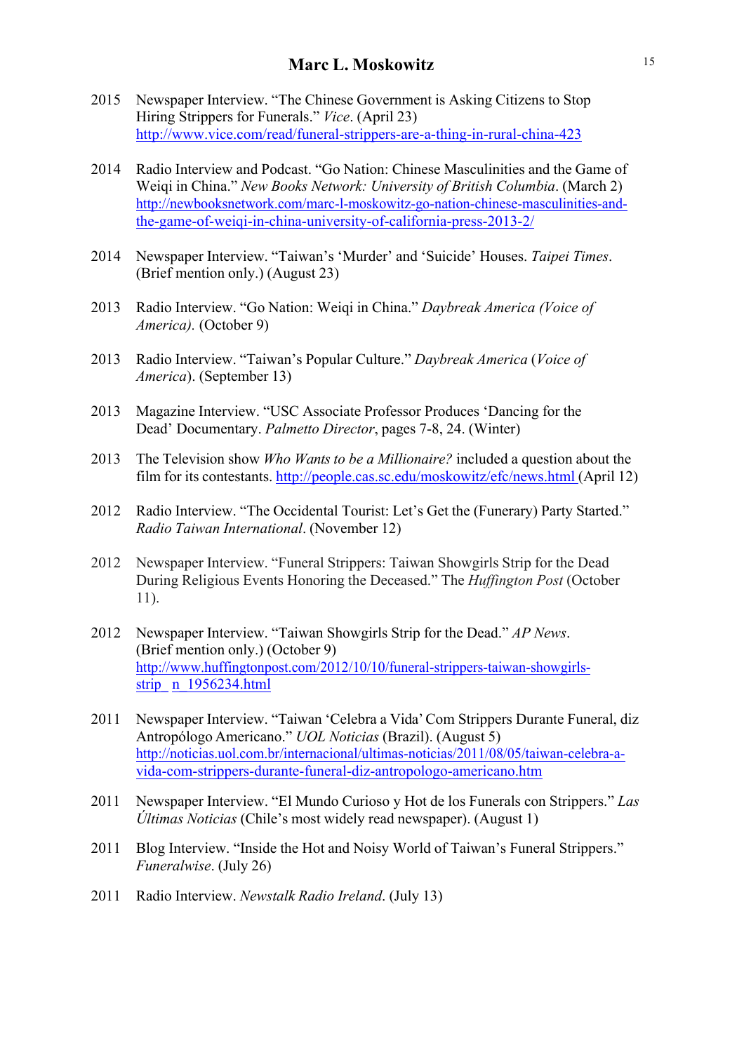2015 Newspaper Interview. "The Chinese Government is Asking Citizens to Stop Hiring Strippers for Funerals." *Vice*. (April 23) http://www.vice.com/read/funeral-strippers-are-a-thing-in-rural-china-423

2014 Radio Interview and Podcast. "Go Nation: Chinese Masculinities and the Game of Weiqi in China." *New Books Network: University of British Columbia*. (March 2) http://newbooksnetwork.com/marc-l-moskowitz-go-nation-chinese-masculinities-and-the-game-of-weiqi-in-china-university-of-california-press-2013-2/

2014 Newspaper Interview. "Taiwan's 'Murder' and 'Suicide' Houses. *Taipei Times*. (Brief mention only.) (August 23)

2013 Radio Interview. "Go Nation: Weiqi in China." *Daybreak America (Voice of America).* (October 9)

2013 Radio Interview. "Taiwan's Popular Culture." *Daybreak America* (*Voice of America*). (September 13)

2013 Magazine Interview. "USC Associate Professor Produces 'Dancing for the Dead' Documentary. *Palmetto Director*, pages 7-8, 24. (Winter)

2013 The Television show *Who Wants to be a Millionaire?* included a question about the film for its contestants. http://people.cas.sc.edu/moskowitz/efc/news.html (April 12)

2012 Radio Interview. "The Occidental Tourist: Let's Get the (Funerary) Party Started." *Radio Taiwan International*. (November 12)

2012 Newspaper Interview. "Funeral Strippers: Taiwan Showgirls Strip for the Dead During Religious Events Honoring the Deceased." The *Huffington Post* (October 11).

2012 Newspaper Interview. "Taiwan Showgirls Strip for the Dead." *AP News*. (Brief mention only.) (October 9) http://www.huffingtonpost.com/2012/10/10/funeral-strippers-taiwan-showgirls-strip_n_1956234.html

2011 Newspaper Interview. "Taiwan 'Celebra a Vida' Com Strippers Durante Funeral, diz Antropólogo Americano." *UOL Noticias* (Brazil). (August 5) http://noticias.uol.com.br/internacional/ultimas-noticias/2011/08/05/taiwan-celebra-a-vida-com-strippers-durante-funeral-diz-antropologo-americano.htm

2011 Newspaper Interview. "El Mundo Curioso y Hot de los Funerals con Strippers." *Las Últimas Noticias* (Chile's most widely read newspaper). (August 1)

2011 Blog Interview. "Inside the Hot and Noisy World of Taiwan's Funeral Strippers." *Funeralwise*. (July 26)

2011 Radio Interview. *Newstalk Radio Ireland*. (July 13)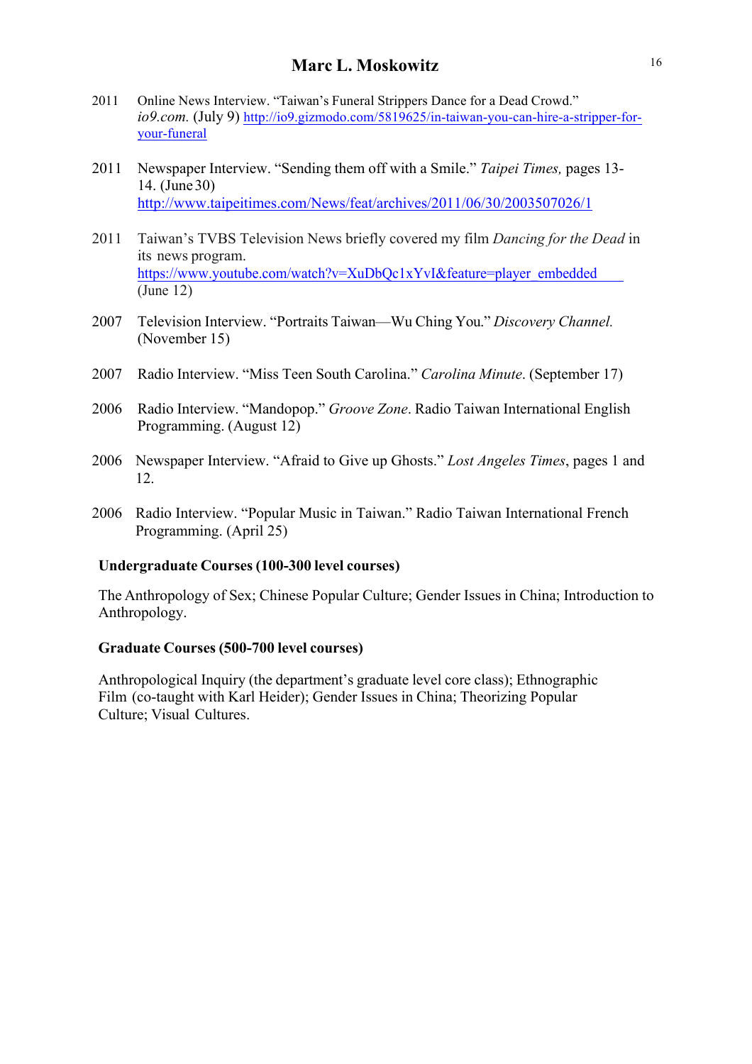2011 Online News Interview. "Taiwan's Funeral Strippers Dance for a Dead Crowd." *io9.com.* (July 9) http://io9.gizmodo.com/5819625/in-taiwan-you-can-hire-a-stripper-for-your-funeral

2011 Newspaper Interview. "Sending them off with a Smile." *Taipei Times,* pages 13-14. (June 30) http://www.taipeitimes.com/News/feat/archives/2011/06/30/2003507026/1

2011 Taiwan's TVBS Television News briefly covered my film *Dancing for the Dead* in its news program. https://www.youtube.com/watch?v=XuDbQc1xYvI&feature=player_embedded (June 12)

2007 Television Interview. "Portraits Taiwan—Wu Ching You." *Discovery Channel.* (November 15)

2007 Radio Interview. "Miss Teen South Carolina." *Carolina Minute*. (September 17)

2006 Radio Interview. "Mandopop." *Groove Zone*. Radio Taiwan International English Programming. (August 12)

2006 Newspaper Interview. "Afraid to Give up Ghosts." *Lost Angeles Times*, pages 1 and 12.

2006 Radio Interview. "Popular Music in Taiwan." Radio Taiwan International French Programming. (April 25)

**Undergraduate Courses (100-300 level courses)**

The Anthropology of Sex; Chinese Popular Culture; Gender Issues in China; Introduction to Anthropology.

**Graduate Courses (500-700 level courses)**

Anthropological Inquiry (the department's graduate level core class); Ethnographic Film (co-taught with Karl Heider); Gender Issues in China; Theorizing Popular Culture; Visual Cultures.